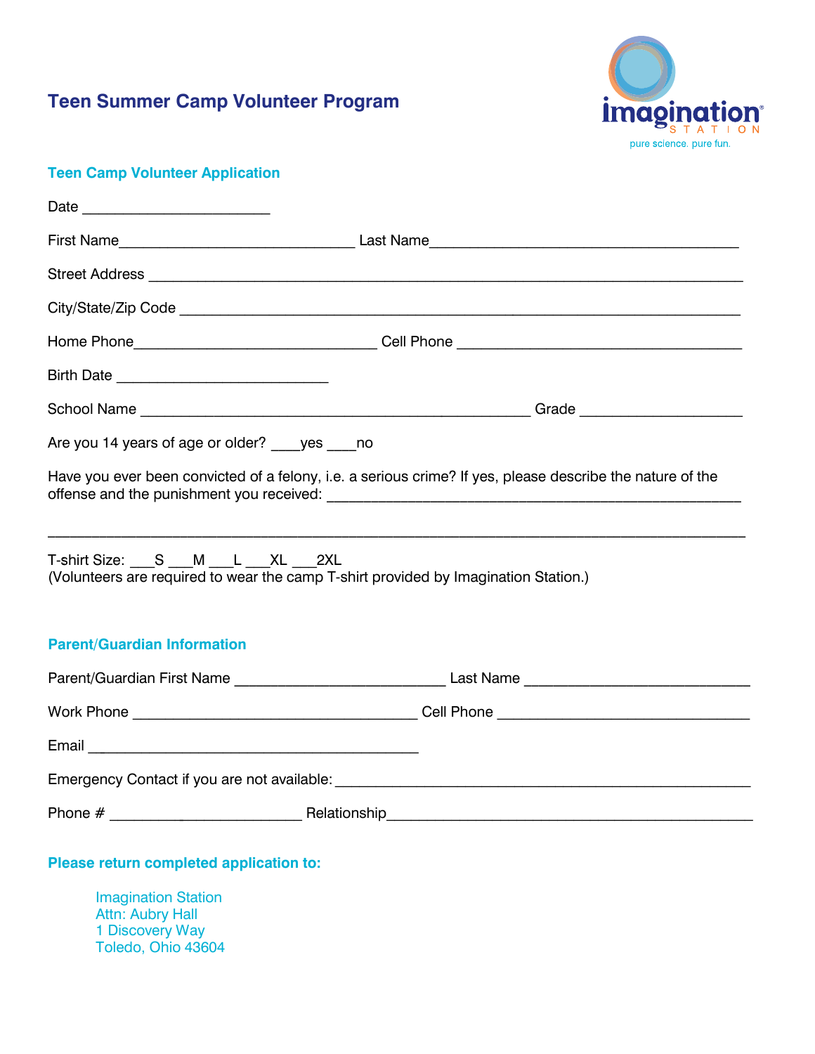imagination STATION
pure science. pure fun.

# Teen Summer Camp Volunteer Program

## Teen Camp Volunteer Application

Date ______________________

First Name____________________________ Last Name____________________________________

Street Address ______________________________________________________________________

City/State/Zip Code __________________________________________________________________

Home Phone_____________________________ Cell Phone __________________________________

Birth Date _________________________

School Name ______________________________________________ Grade ___________________

Are you 14 years of age or older? ____yes ____no

Have you ever been convicted of a felony, i.e. a serious crime? If yes, please describe the nature of the offense and the punishment you received: _________________________________________________

______________________________________________________________________________________

T-shirt Size: ___S ___M ___L ___XL ___2XL
(Volunteers are required to wear the camp T-shirt provided by Imagination Station.)

## Parent/Guardian Information

Parent/Guardian First Name _________________________ Last Name __________________________

Work Phone __________________________________ Cell Phone ______________________________

Email _______________________________________

Emergency Contact if you are not available: __________________________________________________

Phone # _______________________ Relationship_______________________________________

## Please return completed application to:

Imagination Station
Attn: Aubry Hall
1 Discovery Way
Toledo, Ohio 43604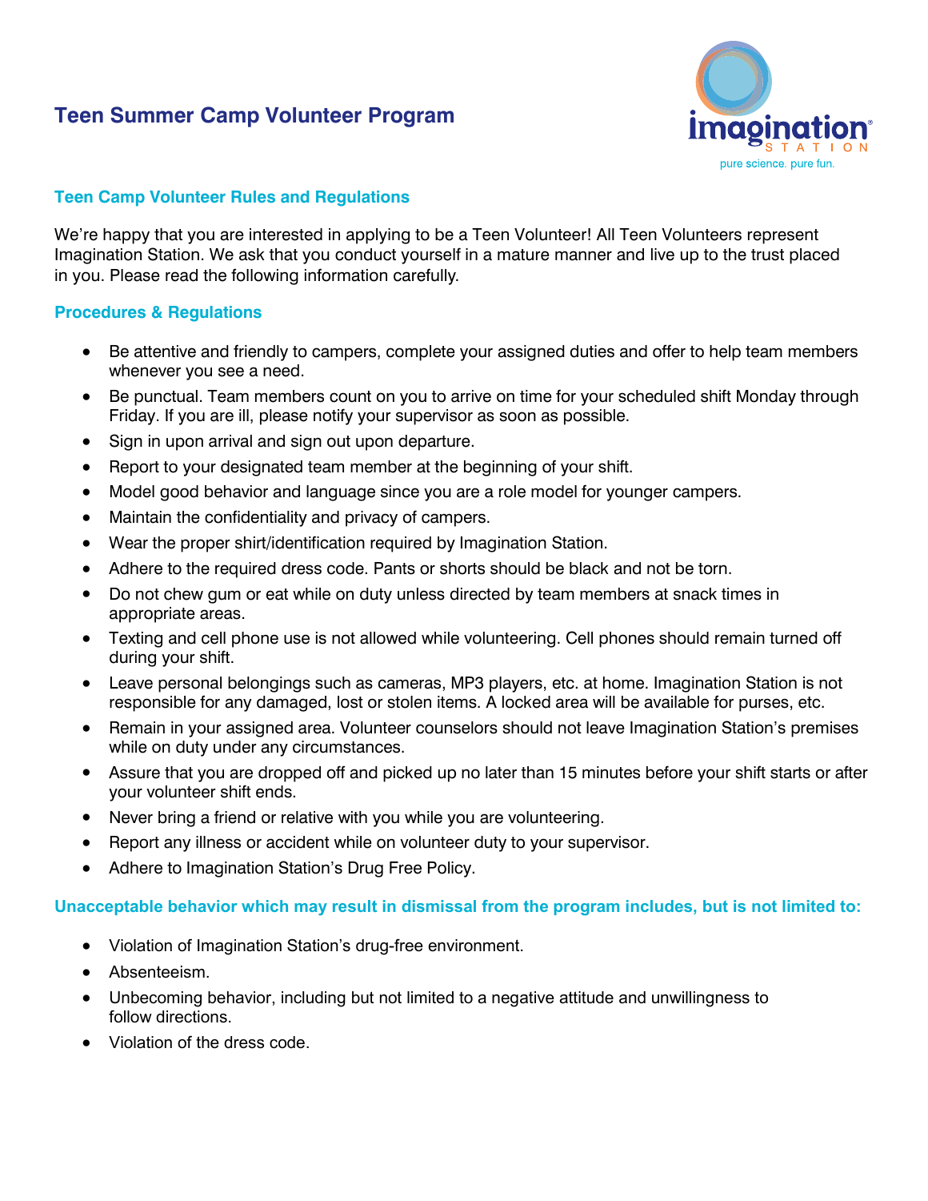# Teen Summer Camp Volunteer Program

## Teen Camp Volunteer Rules and Regulations

We're happy that you are interested in applying to be a Teen Volunteer! All Teen Volunteers represent Imagination Station. We ask that you conduct yourself in a mature manner and live up to the trust placed in you. Please read the following information carefully.

## Procedures & Regulations

- Be attentive and friendly to campers, complete your assigned duties and offer to help team members whenever you see a need.
- Be punctual. Team members count on you to arrive on time for your scheduled shift Monday through Friday. If you are ill, please notify your supervisor as soon as possible.
- Sign in upon arrival and sign out upon departure.
- Report to your designated team member at the beginning of your shift.
- Model good behavior and language since you are a role model for younger campers.
- Maintain the confidentiality and privacy of campers.
- Wear the proper shirt/identification required by Imagination Station.
- Adhere to the required dress code. Pants or shorts should be black and not be torn.
- Do not chew gum or eat while on duty unless directed by team members at snack times in appropriate areas.
- Texting and cell phone use is not allowed while volunteering. Cell phones should remain turned off during your shift.
- Leave personal belongings such as cameras, MP3 players, etc. at home. Imagination Station is not responsible for any damaged, lost or stolen items. A locked area will be available for purses, etc.
- Remain in your assigned area. Volunteer counselors should not leave Imagination Station's premises while on duty under any circumstances.
- Assure that you are dropped off and picked up no later than 15 minutes before your shift starts or after your volunteer shift ends.
- Never bring a friend or relative with you while you are volunteering.
- Report any illness or accident while on volunteer duty to your supervisor.
- Adhere to Imagination Station's Drug Free Policy.

## Unacceptable behavior which may result in dismissal from the program includes, but is not limited to:

- Violation of Imagination Station's drug-free environment.
- Absenteeism.
- Unbecoming behavior, including but not limited to a negative attitude and unwillingness to follow directions.
- Violation of the dress code.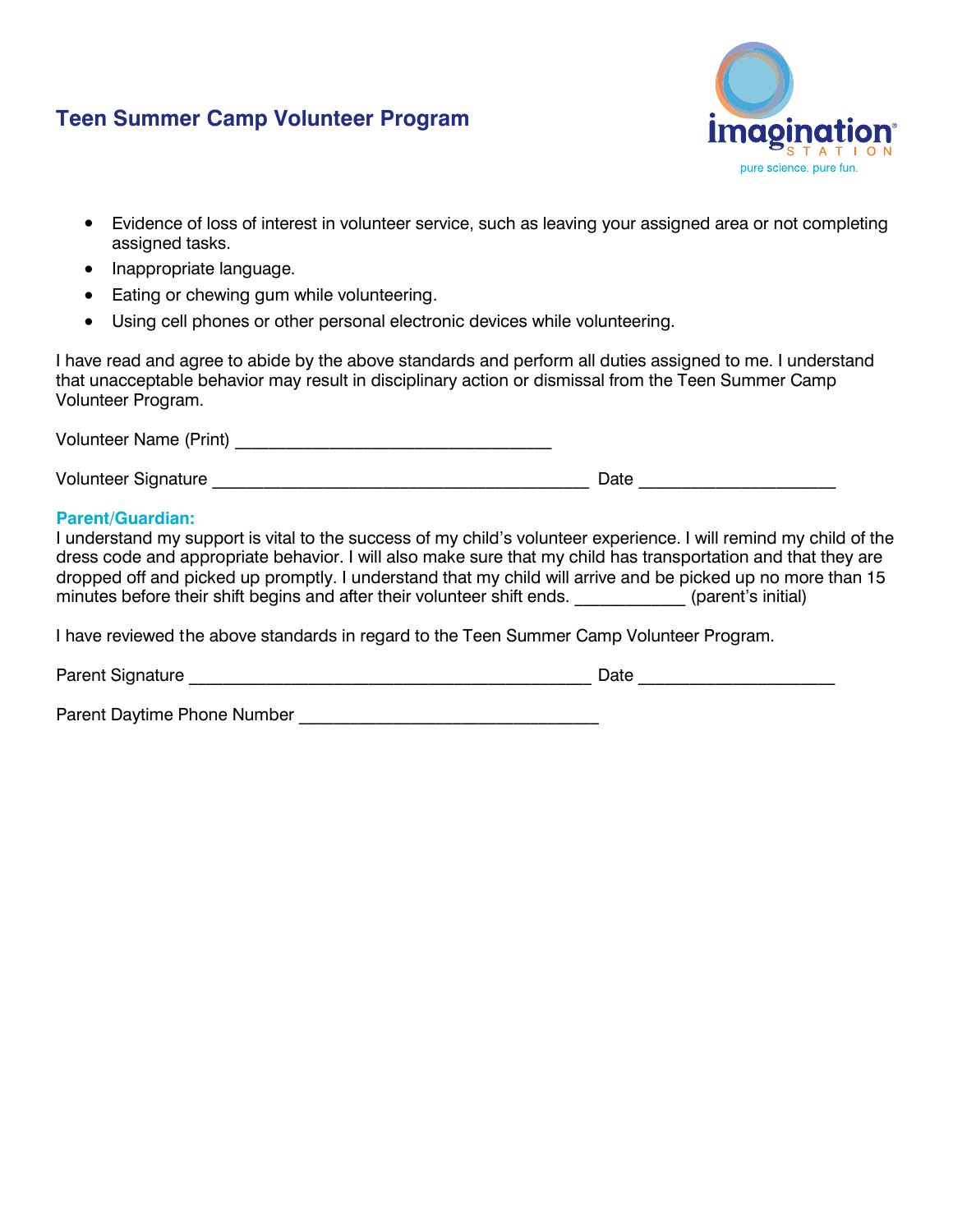## Teen Summer Camp Volunteer Program

- Evidence of loss of interest in volunteer service, such as leaving your assigned area or not completing assigned tasks.
- Inappropriate language.
- Eating or chewing gum while volunteering.
- Using cell phones or other personal electronic devices while volunteering.

I have read and agree to abide by the above standards and perform all duties assigned to me. I understand that unacceptable behavior may result in disciplinary action or dismissal from the Teen Summer Camp Volunteer Program.

Volunteer Name (Print) ________________________________

Volunteer Signature ______________________________________ Date ____________________

**Parent/Guardian:**
I understand my support is vital to the success of my child's volunteer experience. I will remind my child of the dress code and appropriate behavior. I will also make sure that my child has transportation and that they are dropped off and picked up promptly. I understand that my child will arrive and be picked up no more than 15 minutes before their shift begins and after their volunteer shift ends. ___________ (parent's initial)

I have reviewed the above standards in regard to the Teen Summer Camp Volunteer Program.

Parent Signature ___________________________________________ Date ____________________

Parent Daytime Phone Number _______________________________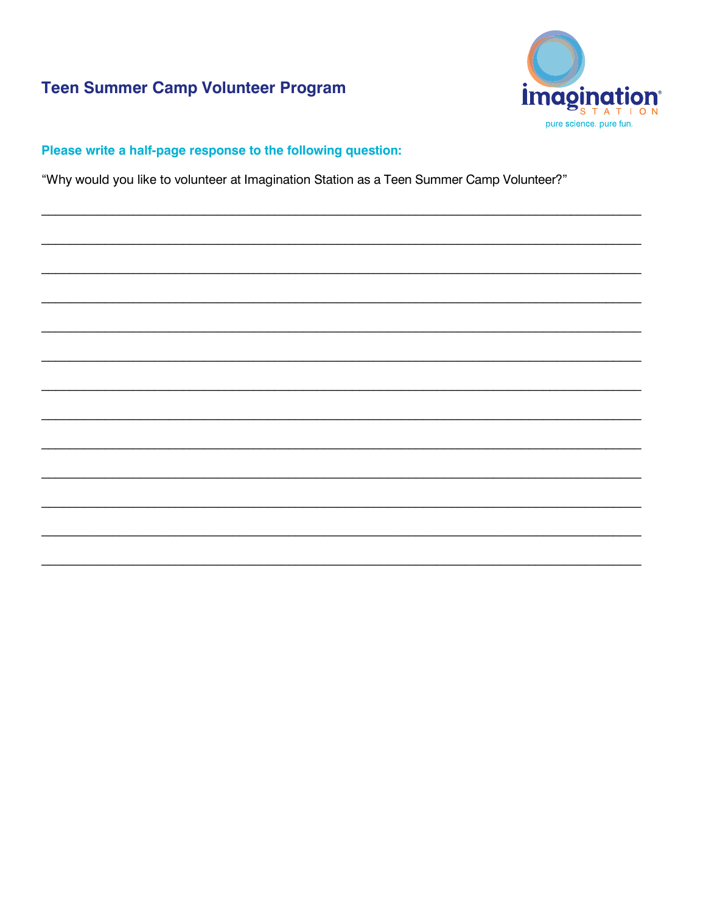## Teen Summer Camp Volunteer Program

imagination STATION
pure science. pure fun.

**Please write a half-page response to the following question:**

"Why would you like to volunteer at Imagination Station as a Teen Summer Camp Volunteer?"

_______________________________________________________________________________

_______________________________________________________________________________

_______________________________________________________________________________

_______________________________________________________________________________

_______________________________________________________________________________

_______________________________________________________________________________

_______________________________________________________________________________

_______________________________________________________________________________

_______________________________________________________________________________

_______________________________________________________________________________

_______________________________________________________________________________

_______________________________________________________________________________

_______________________________________________________________________________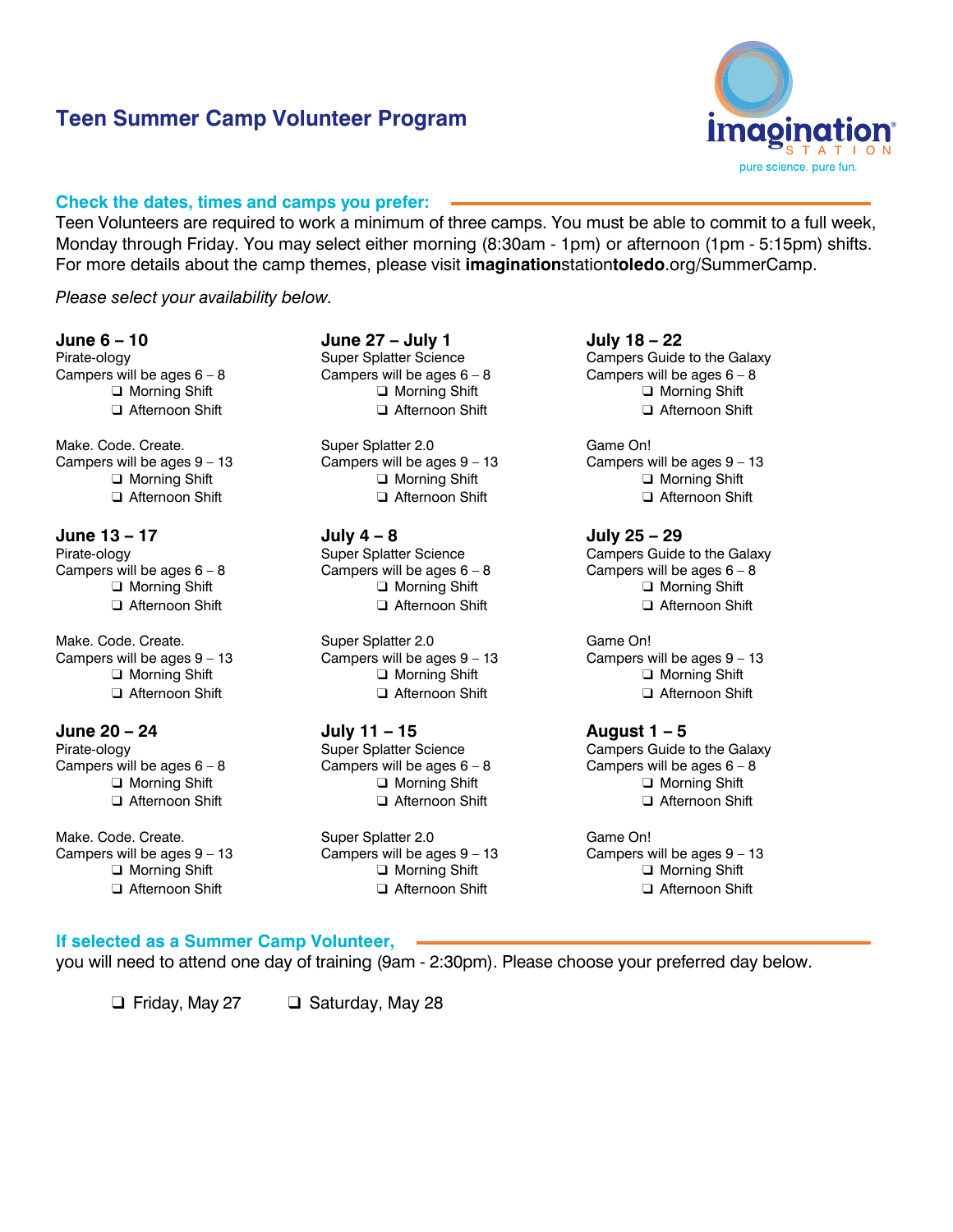# Teen Summer Camp Volunteer Program

imagination STATION
pure science. pure fun.

## Check the dates, times and camps you prefer:

Teen Volunteers are required to work a minimum of three camps. You must be able to commit to a full week, Monday through Friday. You may select either morning (8:30am - 1pm) or afternoon (1pm - 5:15pm) shifts. For more details about the camp themes, please visit **imagination**station**toledo**.org/SummerCamp.

*Please select your availability below.*

**June 6 – 10**
Pirate-ology
Campers will be ages 6 – 8
- ❑ Morning Shift
- ❑ Afternoon Shift

Make. Code. Create.
Campers will be ages 9 – 13
- ❑ Morning Shift
- ❑ Afternoon Shift

**June 13 – 17**
Pirate-ology
Campers will be ages 6 – 8
- ❑ Morning Shift
- ❑ Afternoon Shift

Make. Code. Create.
Campers will be ages 9 – 13
- ❑ Morning Shift
- ❑ Afternoon Shift

**June 20 – 24**
Pirate-ology
Campers will be ages 6 – 8
- ❑ Morning Shift
- ❑ Afternoon Shift

Make. Code. Create.
Campers will be ages 9 – 13
- ❑ Morning Shift
- ❑ Afternoon Shift

**June 27 – July 1**
Super Splatter Science
Campers will be ages 6 – 8
- ❑ Morning Shift
- ❑ Afternoon Shift

Super Splatter 2.0
Campers will be ages 9 – 13
- ❑ Morning Shift
- ❑ Afternoon Shift

**July 4 – 8**
Super Splatter Science
Campers will be ages 6 – 8
- ❑ Morning Shift
- ❑ Afternoon Shift

Super Splatter 2.0
Campers will be ages 9 – 13
- ❑ Morning Shift
- ❑ Afternoon Shift

**July 11 – 15**
Super Splatter Science
Campers will be ages 6 – 8
- ❑ Morning Shift
- ❑ Afternoon Shift

Super Splatter 2.0
Campers will be ages 9 – 13
- ❑ Morning Shift
- ❑ Afternoon Shift

**July 18 – 22**
Campers Guide to the Galaxy
Campers will be ages 6 – 8
- ❑ Morning Shift
- ❑ Afternoon Shift

Game On!
Campers will be ages 9 – 13
- ❑ Morning Shift
- ❑ Afternoon Shift

**July 25 – 29**
Campers Guide to the Galaxy
Campers will be ages 6 – 8
- ❑ Morning Shift
- ❑ Afternoon Shift

Game On!
Campers will be ages 9 – 13
- ❑ Morning Shift
- ❑ Afternoon Shift

**August 1 – 5**
Campers Guide to the Galaxy
Campers will be ages 6 – 8
- ❑ Morning Shift
- ❑ Afternoon Shift

Game On!
Campers will be ages 9 – 13
- ❑ Morning Shift
- ❑ Afternoon Shift

## If selected as a Summer Camp Volunteer,

you will need to attend one day of training (9am - 2:30pm). Please choose your preferred day below.

❑ Friday, May 27 ❑ Saturday, May 28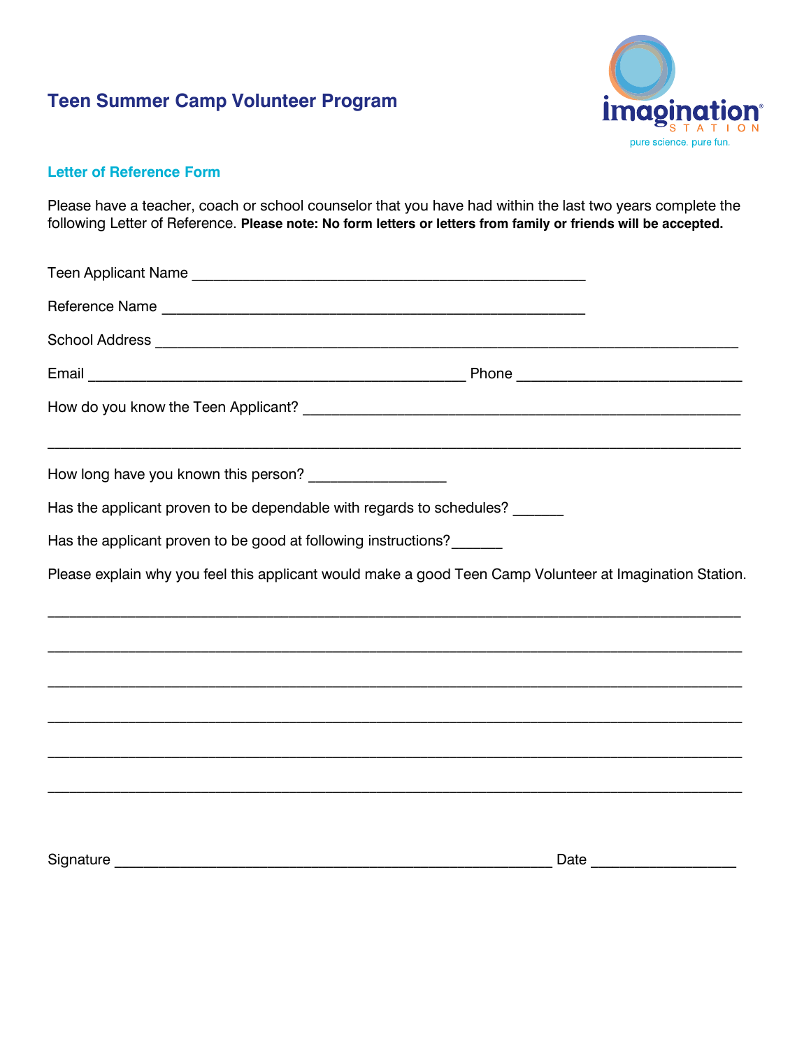## Teen Summer Camp Volunteer Program

imagination STATION
pure science. pure fun.

### Letter of Reference Form

Please have a teacher, coach or school counselor that you have had within the last two years complete the following Letter of Reference. **Please note: No form letters or letters from family or friends will be accepted.**

Teen Applicant Name ________________________________________________

Reference Name ____________________________________________________

School Address _____________________________________________________________________

Email _____________________________________________ Phone ___________________________

How do you know the Teen Applicant? ____________________________________________________

_________________________________________________________________________________

How long have you known this person? ________________

Has the applicant proven to be dependable with regards to schedules? ______

Has the applicant proven to be good at following instructions?______

Please explain why you feel this applicant would make a good Teen Camp Volunteer at Imagination Station.

_________________________________________________________________________________

_________________________________________________________________________________

_________________________________________________________________________________

_________________________________________________________________________________

_________________________________________________________________________________

_________________________________________________________________________________

Signature ____________________________________________________ Date _________________